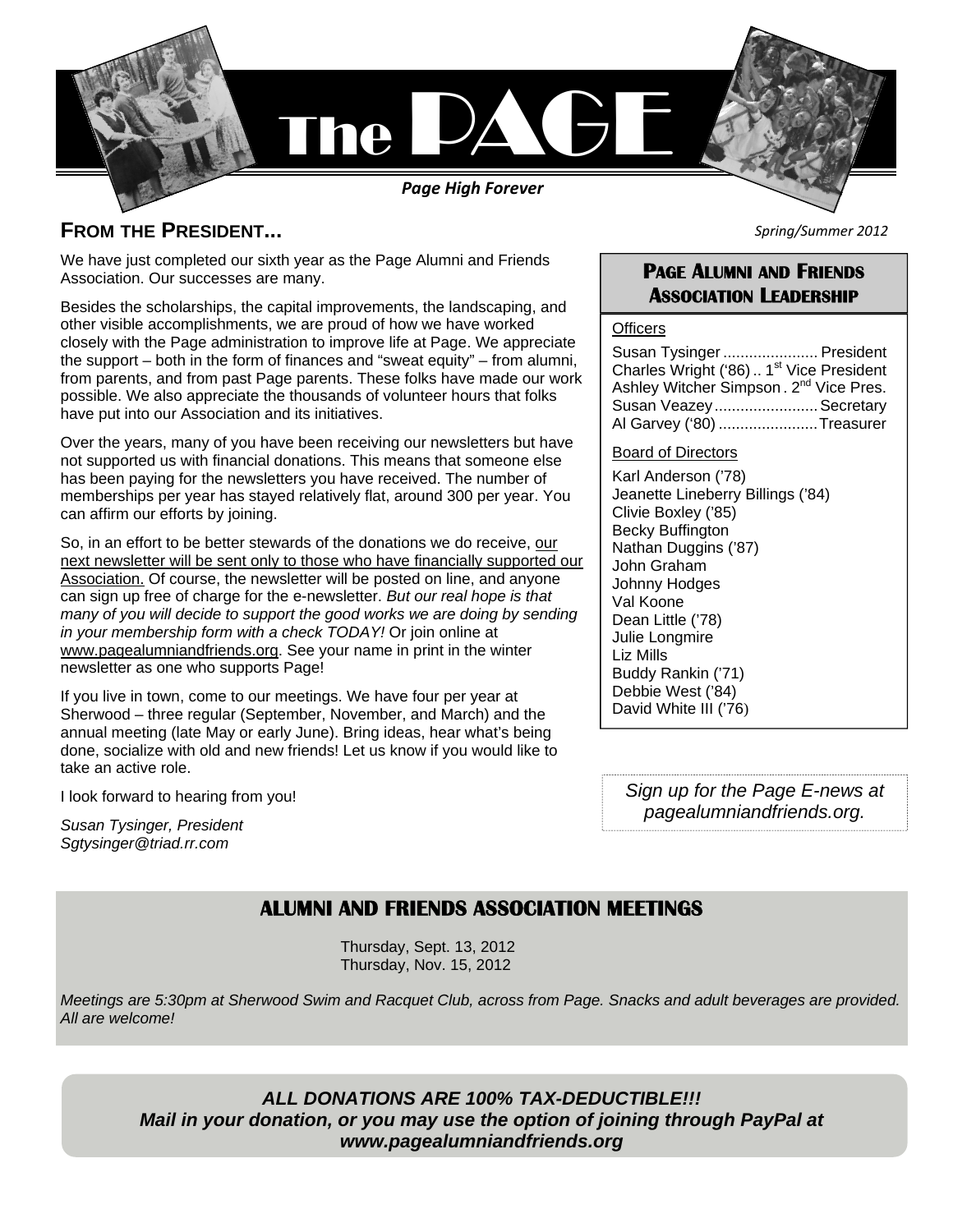# The PAGE

*Page High Forever*

*Spring/Summer 2012*

## FROM THE PRESIDENT...

We have just completed our sixth year as the Page Alumni and Friends Association. Our successes are many.

Besides the scholarships, the capital improvements, the landscaping, and other visible accomplishments, we are proud of how we have worked closely with the Page administration to improve life at Page. We appreciate the support – both in the form of finances and "sweat equity" – from alumni, from parents, and from past Page parents. These folks have made our work possible. We also appreciate the thousands of volunteer hours that folks have put into our Association and its initiatives.

Over the years, many of you have been receiving our newsletters but have not supported us with financial donations. This means that someone else has been paying for the newsletters you have received. The number of memberships per year has stayed relatively flat, around 300 per year. You can affirm our efforts by joining.

So, in an effort to be better stewards of the donations we do receive, our next newsletter will be sent only to those who have financially supported our Association. Of course, the newsletter will be posted on line, and anyone can sign up free of charge for the e-newsletter. *But our real hope is that many of you will decide to support the good works we are doing by sending in your membership form with a check TODAY!* Or join online at www.pagealumniandfriends.org. See your name in print in the winter newsletter as one who supports Page!

If you live in town, come to our meetings. We have four per year at Sherwood – three regular (September, November, and March) and the annual meeting (late May or early June). Bring ideas, hear what's being done, socialize with old and new friends! Let us know if you would like to take an active role.

I look forward to hearing from you!

*Susan Tysinger, President*
*Sgtysinger@triad.rr.com*

## PAGE ALUMNI AND FRIENDS ASSOCIATION LEADERSHIP

**Officers**

Susan Tysinger ...................... President
Charles Wright ('86) .. 1st Vice President
Ashley Witcher Simpson . 2nd Vice Pres.
Susan Veazey ........................ Secretary
Al Garvey ('80) ....................... Treasurer

**Board of Directors**

Karl Anderson ('78)
Jeanette Lineberry Billings ('84)
Clivie Boxley ('85)
Becky Buffington
Nathan Duggins ('87)
John Graham
Johnny Hodges
Val Koone
Dean Little ('78)
Julie Longmire
Liz Mills
Buddy Rankin ('71)
Debbie West ('84)
David White III ('76)

*Sign up for the Page E-news at pagealumniandfriends.org.*

## ALUMNI AND FRIENDS ASSOCIATION MEETINGS

Thursday, Sept. 13, 2012
Thursday, Nov. 15, 2012

*Meetings are 5:30pm at Sherwood Swim and Racquet Club, across from Page. Snacks and adult beverages are provided. All are welcome!*

***ALL DONATIONS ARE 100% TAX-DEDUCTIBLE!!!***
***Mail in your donation, or you may use the option of joining through PayPal at www.pagealumniandfriends.org***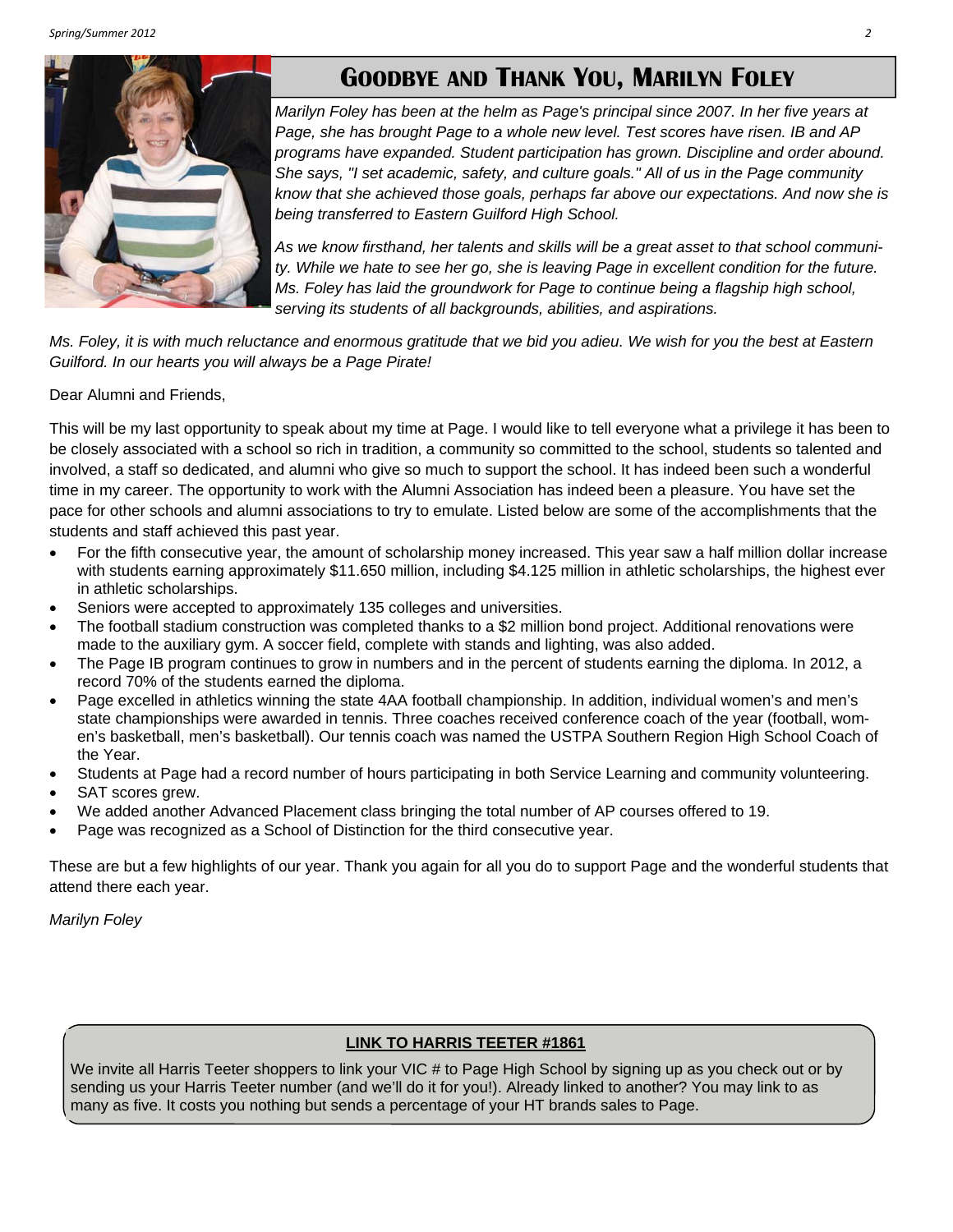## Goodbye and Thank You, Marilyn Foley

*Marilyn Foley has been at the helm as Page's principal since 2007. In her five years at Page, she has brought Page to a whole new level. Test scores have risen. IB and AP programs have expanded. Student participation has grown. Discipline and order abound. She says, "I set academic, safety, and culture goals." All of us in the Page community know that she achieved those goals, perhaps far above our expectations. And now she is being transferred to Eastern Guilford High School.*

*As we know firsthand, her talents and skills will be a great asset to that school community. While we hate to see her go, she is leaving Page in excellent condition for the future. Ms. Foley has laid the groundwork for Page to continue being a flagship high school, serving its students of all backgrounds, abilities, and aspirations.*

*Ms. Foley, it is with much reluctance and enormous gratitude that we bid you adieu. We wish for you the best at Eastern Guilford. In our hearts you will always be a Page Pirate!*

Dear Alumni and Friends,

This will be my last opportunity to speak about my time at Page. I would like to tell everyone what a privilege it has been to be closely associated with a school so rich in tradition, a community so committed to the school, students so talented and involved, a staff so dedicated, and alumni who give so much to support the school. It has indeed been such a wonderful time in my career. The opportunity to work with the Alumni Association has indeed been a pleasure. You have set the pace for other schools and alumni associations to try to emulate. Listed below are some of the accomplishments that the students and staff achieved this past year.

- For the fifth consecutive year, the amount of scholarship money increased. This year saw a half million dollar increase with students earning approximately $11.650 million, including $4.125 million in athletic scholarships, the highest ever in athletic scholarships.
- Seniors were accepted to approximately 135 colleges and universities.
- The football stadium construction was completed thanks to a $2 million bond project. Additional renovations were made to the auxiliary gym. A soccer field, complete with stands and lighting, was also added.
- The Page IB program continues to grow in numbers and in the percent of students earning the diploma. In 2012, a record 70% of the students earned the diploma.
- Page excelled in athletics winning the state 4AA football championship. In addition, individual women's and men's state championships were awarded in tennis. Three coaches received conference coach of the year (football, women's basketball, men's basketball). Our tennis coach was named the USTPA Southern Region High School Coach of the Year.
- Students at Page had a record number of hours participating in both Service Learning and community volunteering.
- SAT scores grew.
- We added another Advanced Placement class bringing the total number of AP courses offered to 19.
- Page was recognized as a School of Distinction for the third consecutive year.

These are but a few highlights of our year. Thank you again for all you do to support Page and the wonderful students that attend there each year.

*Marilyn Foley*

**LINK TO HARRIS TEETER #1861**

We invite all Harris Teeter shoppers to link your VIC # to Page High School by signing up as you check out or by sending us your Harris Teeter number (and we'll do it for you!). Already linked to another? You may link to as many as five. It costs you nothing but sends a percentage of your HT brands sales to Page.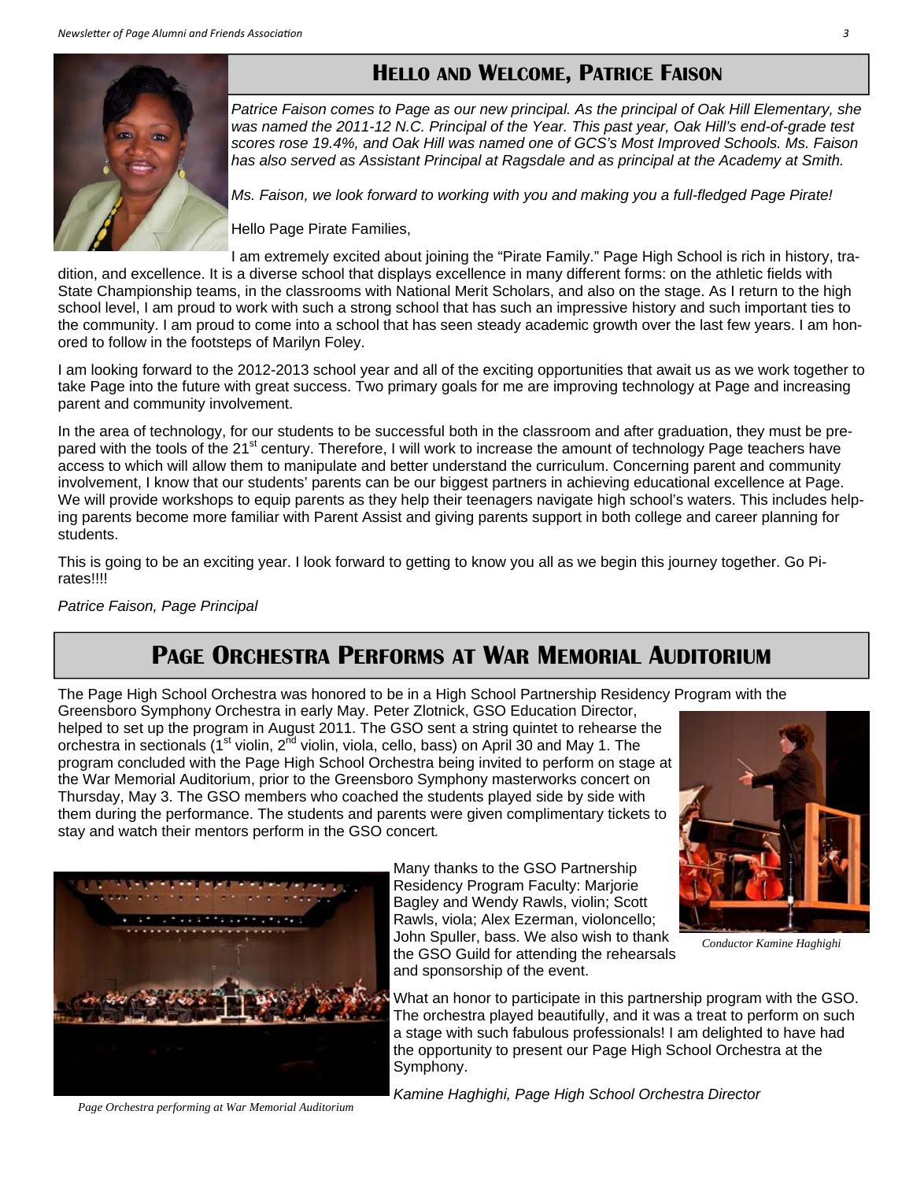## Hello and Welcome, Patrice Faison

*Patrice Faison comes to Page as our new principal. As the principal of Oak Hill Elementary, she was named the 2011-12 N.C. Principal of the Year. This past year, Oak Hill's end-of-grade test scores rose 19.4%, and Oak Hill was named one of GCS's Most Improved Schools. Ms. Faison has also served as Assistant Principal at Ragsdale and as principal at the Academy at Smith.*

*Ms. Faison, we look forward to working with you and making you a full-fledged Page Pirate!*

Hello Page Pirate Families,

I am extremely excited about joining the "Pirate Family." Page High School is rich in history, tradition, and excellence. It is a diverse school that displays excellence in many different forms: on the athletic fields with State Championship teams, in the classrooms with National Merit Scholars, and also on the stage. As I return to the high school level, I am proud to work with such a strong school that has such an impressive history and such important ties to the community. I am proud to come into a school that has seen steady academic growth over the last few years. I am honored to follow in the footsteps of Marilyn Foley.

I am looking forward to the 2012-2013 school year and all of the exciting opportunities that await us as we work together to take Page into the future with great success. Two primary goals for me are improving technology at Page and increasing parent and community involvement.

In the area of technology, for our students to be successful both in the classroom and after graduation, they must be prepared with the tools of the 21st century. Therefore, I will work to increase the amount of technology Page teachers have access to which will allow them to manipulate and better understand the curriculum. Concerning parent and community involvement, I know that our students' parents can be our biggest partners in achieving educational excellence at Page. We will provide workshops to equip parents as they help their teenagers navigate high school's waters. This includes helping parents become more familiar with Parent Assist and giving parents support in both college and career planning for students.

This is going to be an exciting year. I look forward to getting to know you all as we begin this journey together. Go Pirates!!!!

*Patrice Faison, Page Principal*

## Page Orchestra Performs at War Memorial Auditorium

The Page High School Orchestra was honored to be in a High School Partnership Residency Program with the Greensboro Symphony Orchestra in early May. Peter Zlotnick, GSO Education Director, helped to set up the program in August 2011. The GSO sent a string quintet to rehearse the orchestra in sectionals (1st violin, 2nd violin, viola, cello, bass) on April 30 and May 1. The program concluded with the Page High School Orchestra being invited to perform on stage at the War Memorial Auditorium, prior to the Greensboro Symphony masterworks concert on Thursday, May 3. The GSO members who coached the students played side by side with them during the performance. The students and parents were given complimentary tickets to stay and watch their mentors perform in the GSO concert.

*Conductor Kamine Haghighi*

Many thanks to the GSO Partnership Residency Program Faculty: Marjorie Bagley and Wendy Rawls, violin; Scott Rawls, viola; Alex Ezerman, violoncello; John Spuller, bass. We also wish to thank the GSO Guild for attending the rehearsals and sponsorship of the event.

What an honor to participate in this partnership program with the GSO. The orchestra played beautifully, and it was a treat to perform on such a stage with such fabulous professionals! I am delighted to have had the opportunity to present our Page High School Orchestra at the Symphony.

*Kamine Haghighi, Page High School Orchestra Director*

*Page Orchestra performing at War Memorial Auditorium*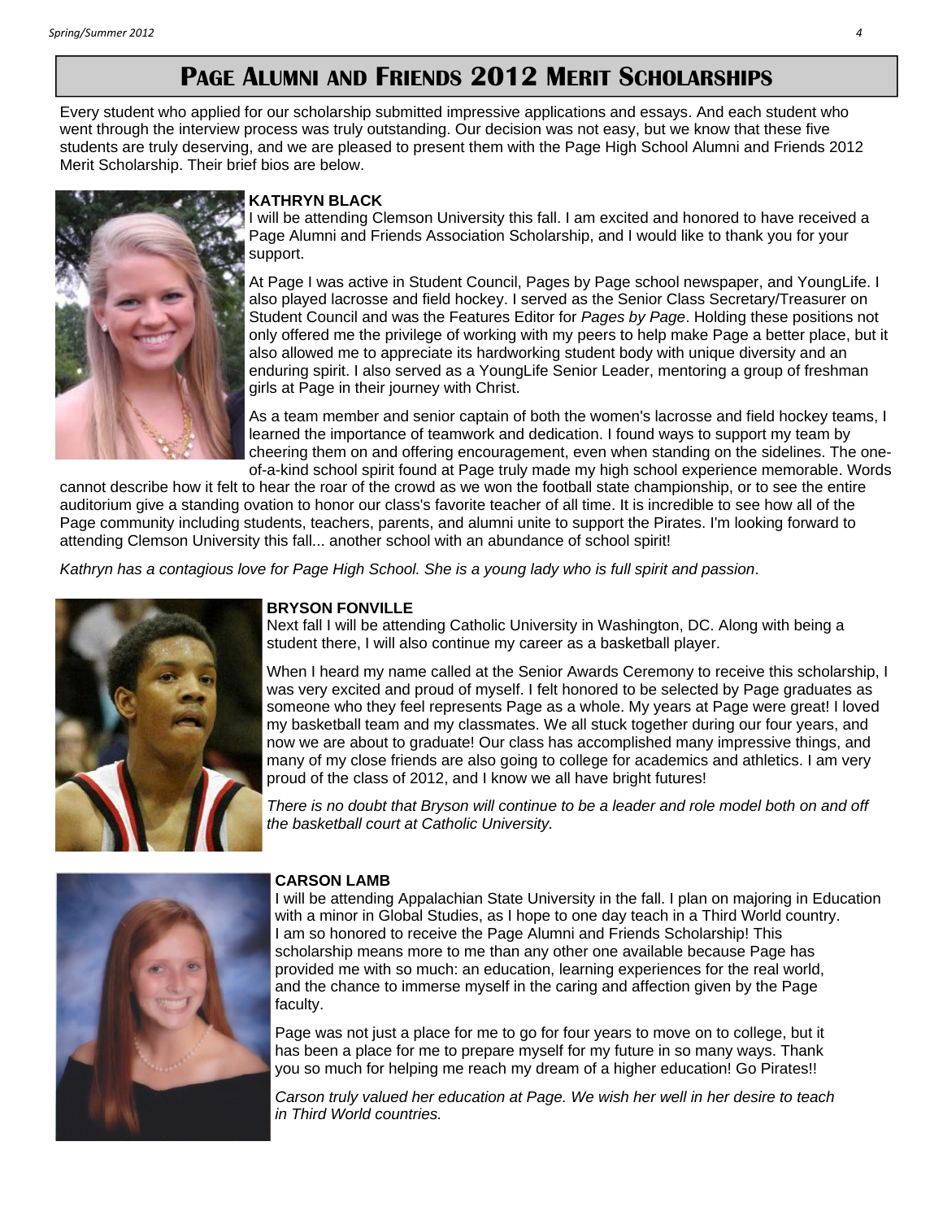# Page Alumni and Friends 2012 Merit Scholarships

Every student who applied for our scholarship submitted impressive applications and essays. And each student who went through the interview process was truly outstanding. Our decision was not easy, but we know that these five students are truly deserving, and we are pleased to present them with the Page High School Alumni and Friends 2012 Merit Scholarship. Their brief bios are below.

**KATHRYN BLACK**

I will be attending Clemson University this fall. I am excited and honored to have received a Page Alumni and Friends Association Scholarship, and I would like to thank you for your support.

At Page I was active in Student Council, Pages by Page school newspaper, and YoungLife. I also played lacrosse and field hockey. I served as the Senior Class Secretary/Treasurer on Student Council and was the Features Editor for *Pages by Page*. Holding these positions not only offered me the privilege of working with my peers to help make Page a better place, but it also allowed me to appreciate its hardworking student body with unique diversity and an enduring spirit. I also served as a YoungLife Senior Leader, mentoring a group of freshman girls at Page in their journey with Christ.

As a team member and senior captain of both the women's lacrosse and field hockey teams, I learned the importance of teamwork and dedication. I found ways to support my team by cheering them on and offering encouragement, even when standing on the sidelines. The one-of-a-kind school spirit found at Page truly made my high school experience memorable. Words cannot describe how it felt to hear the roar of the crowd as we won the football state championship, or to see the entire auditorium give a standing ovation to honor our class's favorite teacher of all time. It is incredible to see how all of the Page community including students, teachers, parents, and alumni unite to support the Pirates. I'm looking forward to attending Clemson University this fall... another school with an abundance of school spirit!

*Kathryn has a contagious love for Page High School. She is a young lady who is full spirit and passion*.

**BRYSON FONVILLE**

Next fall I will be attending Catholic University in Washington, DC. Along with being a student there, I will also continue my career as a basketball player.

When I heard my name called at the Senior Awards Ceremony to receive this scholarship, I was very excited and proud of myself. I felt honored to be selected by Page graduates as someone who they feel represents Page as a whole. My years at Page were great! I loved my basketball team and my classmates. We all stuck together during our four years, and now we are about to graduate! Our class has accomplished many impressive things, and many of my close friends are also going to college for academics and athletics. I am very proud of the class of 2012, and I know we all have bright futures!

*There is no doubt that Bryson will continue to be a leader and role model both on and off the basketball court at Catholic University.*

**CARSON LAMB**

I will be attending Appalachian State University in the fall. I plan on majoring in Education with a minor in Global Studies, as I hope to one day teach in a Third World country. I am so honored to receive the Page Alumni and Friends Scholarship! This scholarship means more to me than any other one available because Page has provided me with so much: an education, learning experiences for the real world, and the chance to immerse myself in the caring and affection given by the Page faculty.

Page was not just a place for me to go for four years to move on to college, but it has been a place for me to prepare myself for my future in so many ways. Thank you so much for helping me reach my dream of a higher education! Go Pirates!!

*Carson truly valued her education at Page. We wish her well in her desire to teach in Third World countries.*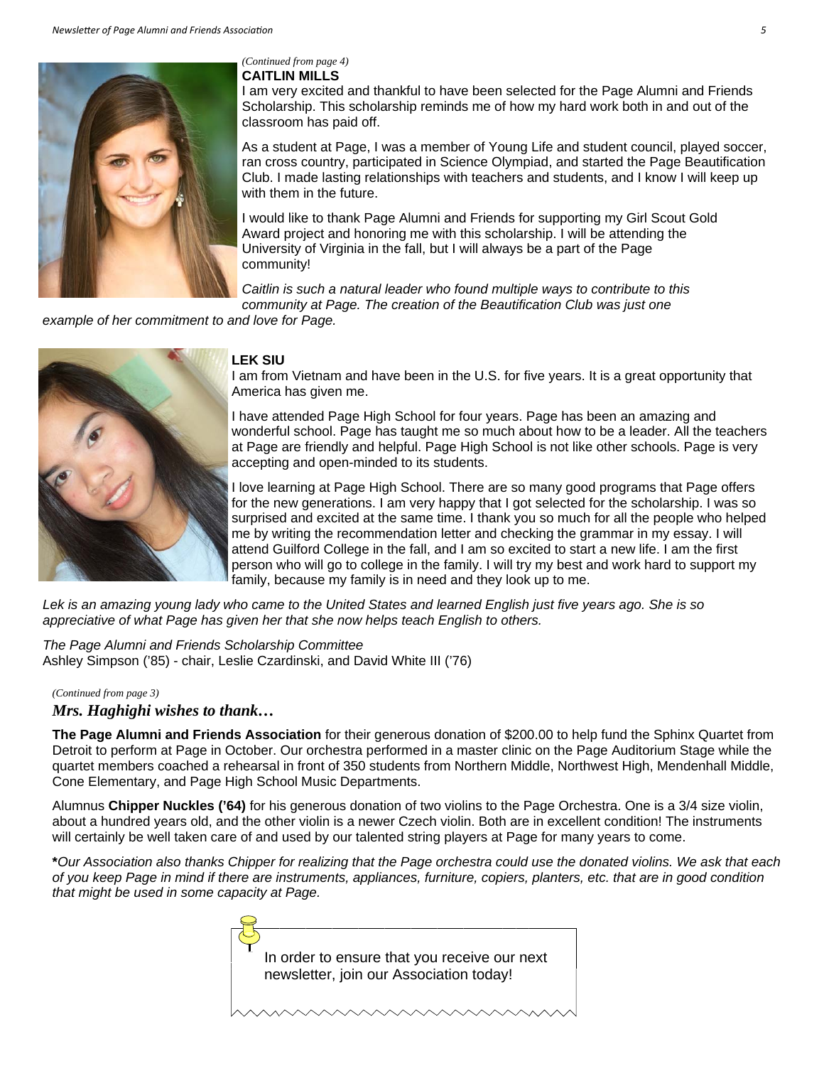*(Continued from page 4)*

**CAITLIN MILLS**

I am very excited and thankful to have been selected for the Page Alumni and Friends Scholarship. This scholarship reminds me of how my hard work both in and out of the classroom has paid off.

As a student at Page, I was a member of Young Life and student council, played soccer, ran cross country, participated in Science Olympiad, and started the Page Beautification Club. I made lasting relationships with teachers and students, and I know I will keep up with them in the future.

I would like to thank Page Alumni and Friends for supporting my Girl Scout Gold Award project and honoring me with this scholarship. I will be attending the University of Virginia in the fall, but I will always be a part of the Page community!

*Caitlin is such a natural leader who found multiple ways to contribute to this community at Page. The creation of the Beautification Club was just one example of her commitment to and love for Page.*

**LEK SIU**

I am from Vietnam and have been in the U.S. for five years. It is a great opportunity that America has given me.

I have attended Page High School for four years. Page has been an amazing and wonderful school. Page has taught me so much about how to be a leader. All the teachers at Page are friendly and helpful. Page High School is not like other schools. Page is very accepting and open-minded to its students.

I love learning at Page High School. There are so many good programs that Page offers for the new generations. I am very happy that I got selected for the scholarship. I was so surprised and excited at the same time. I thank you so much for all the people who helped me by writing the recommendation letter and checking the grammar in my essay. I will attend Guilford College in the fall, and I am so excited to start a new life. I am the first person who will go to college in the family. I will try my best and work hard to support my family, because my family is in need and they look up to me.

*Lek is an amazing young lady who came to the United States and learned English just five years ago. She is so appreciative of what Page has given her that she now helps teach English to others.*

*The Page Alumni and Friends Scholarship Committee*
Ashley Simpson ('85) - chair, Leslie Czardinski, and David White III ('76)

*(Continued from page 3)*

### *Mrs. Haghighi wishes to thank…*

**The Page Alumni and Friends Association** for their generous donation of $200.00 to help fund the Sphinx Quartet from Detroit to perform at Page in October. Our orchestra performed in a master clinic on the Page Auditorium Stage while the quartet members coached a rehearsal in front of 350 students from Northern Middle, Northwest High, Mendenhall Middle, Cone Elementary, and Page High School Music Departments.

Alumnus **Chipper Nuckles ('64)** for his generous donation of two violins to the Page Orchestra. One is a 3/4 size violin, about a hundred years old, and the other violin is a newer Czech violin. Both are in excellent condition! The instruments will certainly be well taken care of and used by our talented string players at Page for many years to come.

***Our Association also thanks Chipper for realizing that the Page orchestra could use the donated violins. We ask that each of you keep Page in mind if there are instruments, appliances, furniture, copiers, planters, etc. that are in good condition that might be used in some capacity at Page.*

In order to ensure that you receive our next newsletter, join our Association today!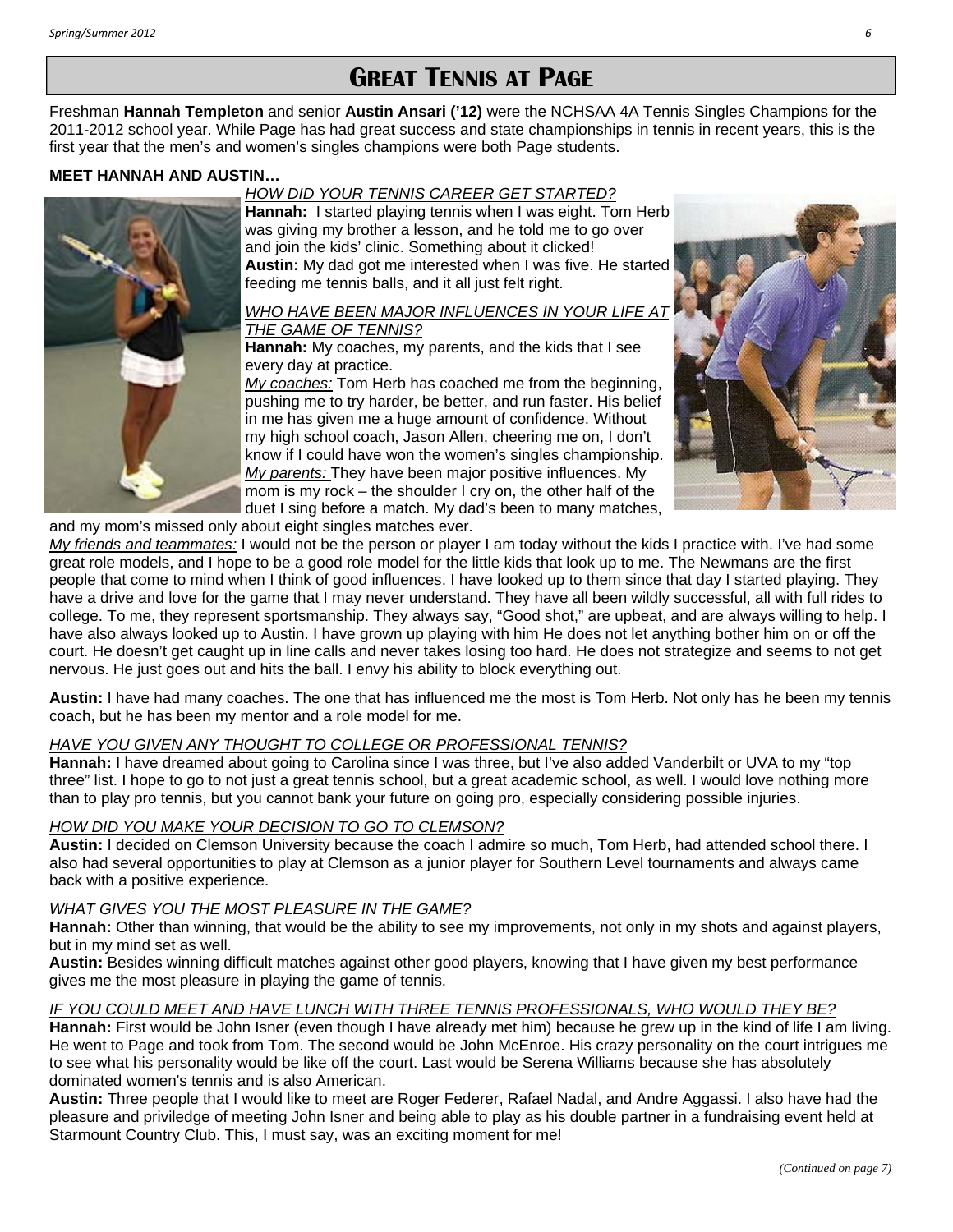# Great Tennis at Page

Freshman **Hannah Templeton** and senior **Austin Ansari ('12)** were the NCHSAA 4A Tennis Singles Champions for the 2011-2012 school year. While Page has had great success and state championships in tennis in recent years, this is the first year that the men's and women's singles champions were both Page students.

**MEET HANNAH AND AUSTIN…**

*HOW DID YOUR TENNIS CAREER GET STARTED?*

**Hannah:** I started playing tennis when I was eight. Tom Herb was giving my brother a lesson, and he told me to go over and join the kids' clinic. Something about it clicked!

**Austin:** My dad got me interested when I was five. He started feeding me tennis balls, and it all just felt right.

*WHO HAVE BEEN MAJOR INFLUENCES IN YOUR LIFE AT THE GAME OF TENNIS?*

**Hannah:** My coaches, my parents, and the kids that I see every day at practice.

*My coaches:* Tom Herb has coached me from the beginning, pushing me to try harder, be better, and run faster. His belief in me has given me a huge amount of confidence. Without my high school coach, Jason Allen, cheering me on, I don't know if I could have won the women's singles championship.

*My parents:* They have been major positive influences. My mom is my rock – the shoulder I cry on, the other half of the duet I sing before a match. My dad's been to many matches, and my mom's missed only about eight singles matches ever.

*My friends and teammates:* I would not be the person or player I am today without the kids I practice with. I've had some great role models, and I hope to be a good role model for the little kids that look up to me. The Newmans are the first people that come to mind when I think of good influences. I have looked up to them since that day I started playing. They have a drive and love for the game that I may never understand. They have all been wildly successful, all with full rides to college. To me, they represent sportsmanship. They always say, "Good shot," are upbeat, and are always willing to help. I have also always looked up to Austin. I have grown up playing with him He does not let anything bother him on or off the court. He doesn't get caught up in line calls and never takes losing too hard. He does not strategize and seems to not get nervous. He just goes out and hits the ball. I envy his ability to block everything out.

**Austin:** I have had many coaches. The one that has influenced me the most is Tom Herb. Not only has he been my tennis coach, but he has been my mentor and a role model for me.

*HAVE YOU GIVEN ANY THOUGHT TO COLLEGE OR PROFESSIONAL TENNIS?*

**Hannah:** I have dreamed about going to Carolina since I was three, but I've also added Vanderbilt or UVA to my "top three" list. I hope to go to not just a great tennis school, but a great academic school, as well. I would love nothing more than to play pro tennis, but you cannot bank your future on going pro, especially considering possible injuries.

*HOW DID YOU MAKE YOUR DECISION TO GO TO CLEMSON?*

**Austin:** I decided on Clemson University because the coach I admire so much, Tom Herb, had attended school there. I also had several opportunities to play at Clemson as a junior player for Southern Level tournaments and always came back with a positive experience.

*WHAT GIVES YOU THE MOST PLEASURE IN THE GAME?*

**Hannah:** Other than winning, that would be the ability to see my improvements, not only in my shots and against players, but in my mind set as well.

**Austin:** Besides winning difficult matches against other good players, knowing that I have given my best performance gives me the most pleasure in playing the game of tennis.

*IF YOU COULD MEET AND HAVE LUNCH WITH THREE TENNIS PROFESSIONALS, WHO WOULD THEY BE?*

**Hannah:** First would be John Isner (even though I have already met him) because he grew up in the kind of life I am living. He went to Page and took from Tom. The second would be John McEnroe. His crazy personality on the court intrigues me to see what his personality would be like off the court. Last would be Serena Williams because she has absolutely dominated women's tennis and is also American.

**Austin:** Three people that I would like to meet are Roger Federer, Rafael Nadal, and Andre Aggassi. I also have had the pleasure and priviledge of meeting John Isner and being able to play as his double partner in a fundraising event held at Starmount Country Club. This, I must say, was an exciting moment for me!

*(Continued on page 7)*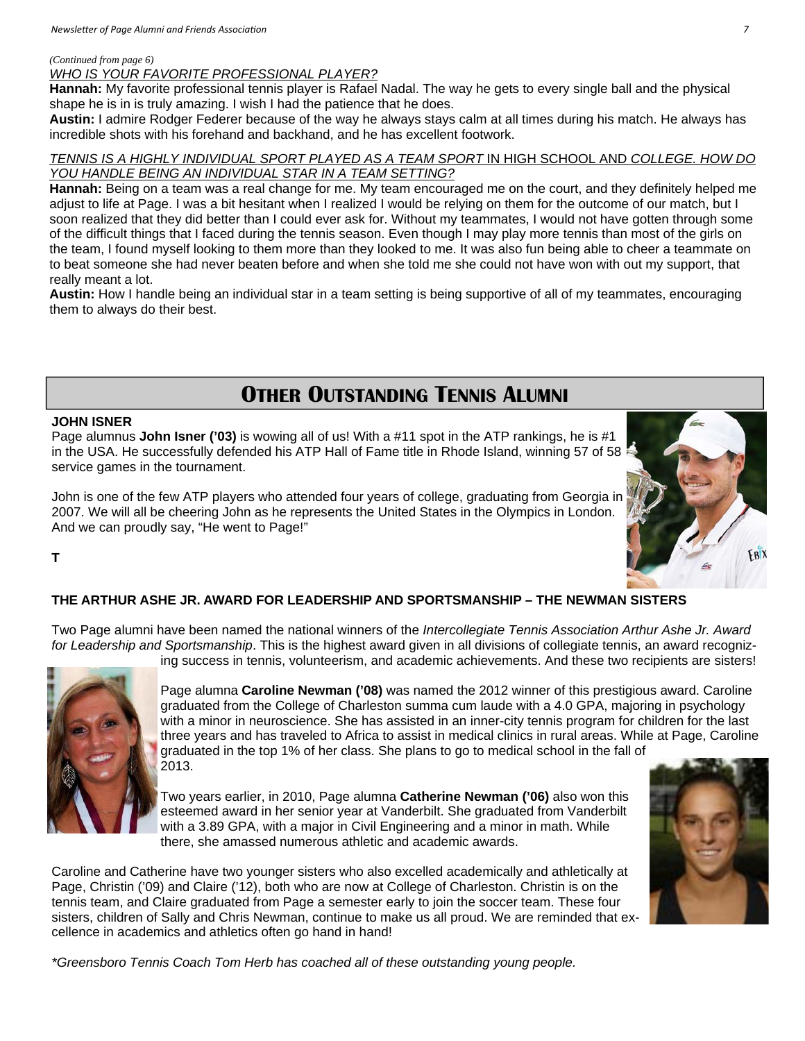*(Continued from page 6)*

*WHO IS YOUR FAVORITE PROFESSIONAL PLAYER?*

**Hannah:** My favorite professional tennis player is Rafael Nadal. The way he gets to every single ball and the physical shape he is in is truly amazing. I wish I had the patience that he does.

**Austin:** I admire Rodger Federer because of the way he always stays calm at all times during his match. He always has incredible shots with his forehand and backhand, and he has excellent footwork.

*TENNIS IS A HIGHLY INDIVIDUAL SPORT PLAYED AS A TEAM SPORT* IN HIGH SCHOOL AND *COLLEGE. HOW DO YOU HANDLE BEING AN INDIVIDUAL STAR IN A TEAM SETTING?*

**Hannah:** Being on a team was a real change for me. My team encouraged me on the court, and they definitely helped me adjust to life at Page. I was a bit hesitant when I realized I would be relying on them for the outcome of our match, but I soon realized that they did better than I could ever ask for. Without my teammates, I would not have gotten through some of the difficult things that I faced during the tennis season. Even though I may play more tennis than most of the girls on the team, I found myself looking to them more than they looked to me. It was also fun being able to cheer a teammate on to beat someone she had never beaten before and when she told me she could not have won with out my support, that really meant a lot.

**Austin:** How I handle being an individual star in a team setting is being supportive of all of my teammates, encouraging them to always do their best.

## OTHER OUTSTANDING TENNIS ALUMNI

### JOHN ISNER

Page alumnus **John Isner ('03)** is wowing all of us! With a #11 spot in the ATP rankings, he is #1 in the USA. He successfully defended his ATP Hall of Fame title in Rhode Island, winning 57 of 58 service games in the tournament.

John is one of the few ATP players who attended four years of college, graduating from Georgia in 2007. We will all be cheering John as he represents the United States in the Olympics in London. And we can proudly say, "He went to Page!"

**T**

### THE ARTHUR ASHE JR. AWARD FOR LEADERSHIP AND SPORTSMANSHIP – THE NEWMAN SISTERS

Two Page alumni have been named the national winners of the *Intercollegiate Tennis Association Arthur Ashe Jr. Award for Leadership and Sportsmanship*. This is the highest award given in all divisions of collegiate tennis, an award recognizing success in tennis, volunteerism, and academic achievements. And these two recipients are sisters!

Page alumna **Caroline Newman ('08)** was named the 2012 winner of this prestigious award. Caroline graduated from the College of Charleston summa cum laude with a 4.0 GPA, majoring in psychology with a minor in neuroscience. She has assisted in an inner-city tennis program for children for the last three years and has traveled to Africa to assist in medical clinics in rural areas. While at Page, Caroline graduated in the top 1% of her class. She plans to go to medical school in the fall of 2013.

Two years earlier, in 2010, Page alumna **Catherine Newman ('06)** also won this esteemed award in her senior year at Vanderbilt. She graduated from Vanderbilt with a 3.89 GPA, with a major in Civil Engineering and a minor in math. While there, she amassed numerous athletic and academic awards.

Caroline and Catherine have two younger sisters who also excelled academically and athletically at Page, Christin ('09) and Claire ('12), both who are now at College of Charleston. Christin is on the tennis team, and Claire graduated from Page a semester early to join the soccer team. These four sisters, children of Sally and Chris Newman, continue to make us all proud. We are reminded that excellence in academics and athletics often go hand in hand!

*\*Greensboro Tennis Coach Tom Herb has coached all of these outstanding young people.*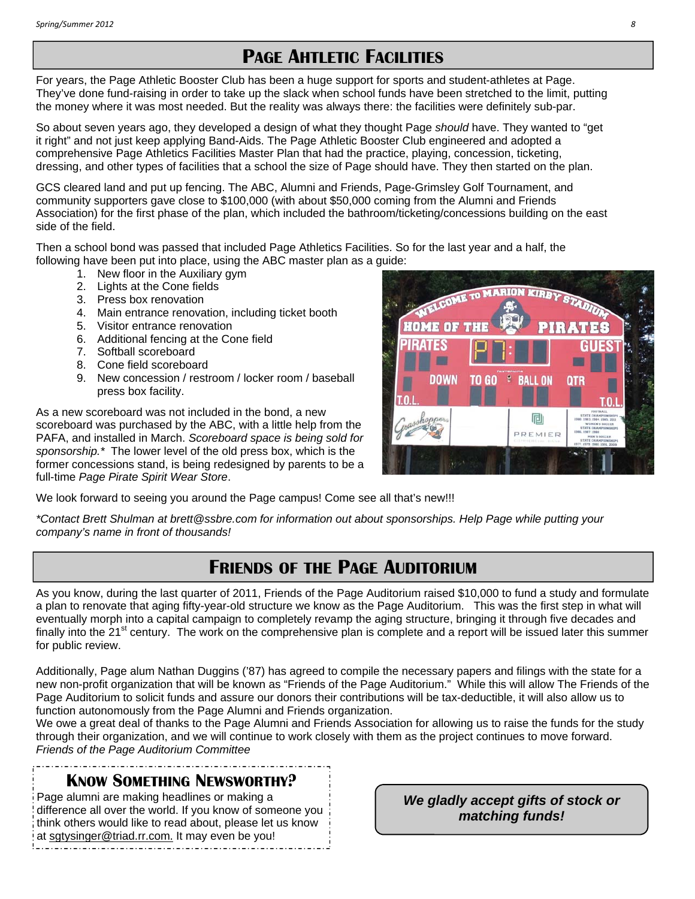## Page Ahtletic Facilities

For years, the Page Athletic Booster Club has been a huge support for sports and student-athletes at Page. They've done fund-raising in order to take up the slack when school funds have been stretched to the limit, putting the money where it was most needed. But the reality was always there: the facilities were definitely sub-par.

So about seven years ago, they developed a design of what they thought Page *should* have. They wanted to "get it right" and not just keep applying Band-Aids. The Page Athletic Booster Club engineered and adopted a comprehensive Page Athletics Facilities Master Plan that had the practice, playing, concession, ticketing, dressing, and other types of facilities that a school the size of Page should have. They then started on the plan.

GCS cleared land and put up fencing. The ABC, Alumni and Friends, Page-Grimsley Golf Tournament, and community supporters gave close to $100,000 (with about $50,000 coming from the Alumni and Friends Association) for the first phase of the plan, which included the bathroom/ticketing/concessions building on the east side of the field.

Then a school bond was passed that included Page Athletics Facilities. So for the last year and a half, the following have been put into place, using the ABC master plan as a guide:

1. New floor in the Auxiliary gym
2. Lights at the Cone fields
3. Press box renovation
4. Main entrance renovation, including ticket booth
5. Visitor entrance renovation
6. Additional fencing at the Cone field
7. Softball scoreboard
8. Cone field scoreboard
9. New concession / restroom / locker room / baseball press box facility.

As a new scoreboard was not included in the bond, a new scoreboard was purchased by the ABC, with a little help from the PAFA, and installed in March. *Scoreboard space is being sold for sponsorship.** The lower level of the old press box, which is the former concessions stand, is being redesigned by parents to be a full-time *Page Pirate Spirit Wear Store*.

We look forward to seeing you around the Page campus! Come see all that's new!!!

**Contact Brett Shulman at brett@ssbre.com for information out about sponsorships. Help Page while putting your company's name in front of thousands!*

## Friends of the Page Auditorium

As you know, during the last quarter of 2011, Friends of the Page Auditorium raised $10,000 to fund a study and formulate a plan to renovate that aging fifty-year-old structure we know as the Page Auditorium. This was the first step in what will eventually morph into a capital campaign to completely revamp the aging structure, bringing it through five decades and finally into the 21st century. The work on the comprehensive plan is complete and a report will be issued later this summer for public review.

Additionally, Page alum Nathan Duggins ('87) has agreed to compile the necessary papers and filings with the state for a new non-profit organization that will be known as "Friends of the Page Auditorium." While this will allow The Friends of the Page Auditorium to solicit funds and assure our donors their contributions will be tax-deductible, it will also allow us to function autonomously from the Page Alumni and Friends organization.

We owe a great deal of thanks to the Page Alumni and Friends Association for allowing us to raise the funds for the study through their organization, and we will continue to work closely with them as the project continues to move forward.

*Friends of the Page Auditorium Committee*

### Know Something Newsworthy?

Page alumni are making headlines or making a difference all over the world. If you know of someone you think others would like to read about, please let us know at sgtysinger@triad.rr.com. It may even be you!

***We gladly accept gifts of stock or matching funds!***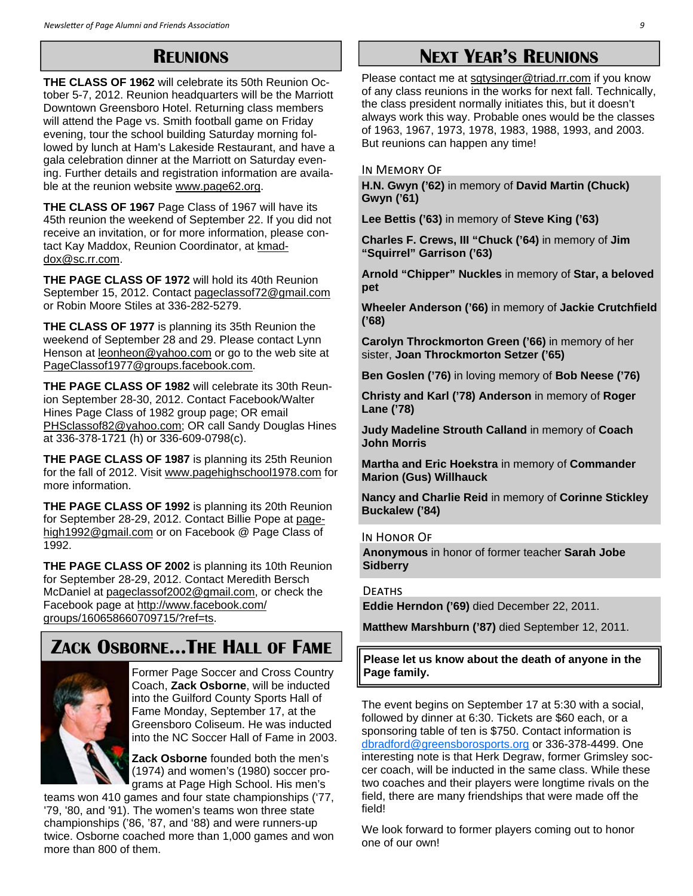## Reunions

**THE CLASS OF 1962** will celebrate its 50th Reunion October 5-7, 2012. Reunion headquarters will be the Marriott Downtown Greensboro Hotel. Returning class members will attend the Page vs. Smith football game on Friday evening, tour the school building Saturday morning followed by lunch at Ham's Lakeside Restaurant, and have a gala celebration dinner at the Marriott on Saturday evening. Further details and registration information are available at the reunion website www.page62.org.

**THE CLASS OF 1967** Page Class of 1967 will have its 45th reunion the weekend of September 22. If you did not receive an invitation, or for more information, please contact Kay Maddox, Reunion Coordinator, at kmaddox@sc.rr.com.

**THE PAGE CLASS OF 1972** will hold its 40th Reunion September 15, 2012. Contact pageclassof72@gmail.com or Robin Moore Stiles at 336-282-5279.

**THE CLASS OF 1977** is planning its 35th Reunion the weekend of September 28 and 29. Please contact Lynn Henson at leonheon@yahoo.com or go to the web site at PageClassof1977@groups.facebook.com.

**THE PAGE CLASS OF 1982** will celebrate its 30th Reunion September 28-30, 2012. Contact Facebook/Walter Hines Page Class of 1982 group page; OR email PHSclassof82@yahoo.com; OR call Sandy Douglas Hines at 336-378-1721 (h) or 336-609-0798(c).

**THE PAGE CLASS OF 1987** is planning its 25th Reunion for the fall of 2012. Visit www.pagehighschool1978.com for more information.

**THE PAGE CLASS OF 1992** is planning its 20th Reunion for September 28-29, 2012. Contact Billie Pope at pagehigh1992@gmail.com or on Facebook @ Page Class of 1992.

**THE PAGE CLASS OF 2002** is planning its 10th Reunion for September 28-29, 2012. Contact Meredith Bersch McDaniel at pageclassof2002@gmail.com, or check the Facebook page at http://www.facebook.com/groups/160658660709715/?ref=ts.

## Zack Osborne…The Hall of Fame

Former Page Soccer and Cross Country Coach, **Zack Osborne**, will be inducted into the Guilford County Sports Hall of Fame Monday, September 17, at the Greensboro Coliseum. He was inducted into the NC Soccer Hall of Fame in 2003.

**Zack Osborne** founded both the men's (1974) and women's (1980) soccer programs at Page High School. His men's teams won 410 games and four state championships ('77, '79, '80, and '91). The women's teams won three state championships ('86, '87, and '88) and were runners-up twice. Osborne coached more than 1,000 games and won more than 800 of them.

The event begins on September 17 at 5:30 with a social, followed by dinner at 6:30. Tickets are $60 each, or a sponsoring table of ten is $750. Contact information is dbradford@greensborosports.org or 336-378-4499. One interesting note is that Herk Degraw, former Grimsley soccer coach, will be inducted in the same class. While these two coaches and their players were longtime rivals on the field, there are many friendships that were made off the field!

We look forward to former players coming out to honor one of our own!

## Next Year's Reunions

Please contact me at sgtysinger@triad.rr.com if you know of any class reunions in the works for next fall. Technically, the class president normally initiates this, but it doesn't always work this way. Probable ones would be the classes of 1963, 1967, 1973, 1978, 1983, 1988, 1993, and 2003. But reunions can happen any time!

### In Memory Of

**H.N. Gwyn ('62)** in memory of **David Martin (Chuck) Gwyn ('61)**

**Lee Bettis ('63)** in memory of **Steve King ('63)**

**Charles F. Crews, III "Chuck ('64)** in memory of **Jim "Squirrel" Garrison ('63)**

**Arnold "Chipper" Nuckles** in memory of **Star, a beloved pet**

**Wheeler Anderson ('66)** in memory of **Jackie Crutchfield ('68)**

**Carolyn Throckmorton Green ('66)** in memory of her sister, **Joan Throckmorton Setzer ('65)**

**Ben Goslen ('76)** in loving memory of **Bob Neese ('76)**

**Christy and Karl ('78) Anderson** in memory of **Roger Lane ('78)**

**Judy Madeline Strouth Calland** in memory of **Coach John Morris**

**Martha and Eric Hoekstra** in memory of **Commander Marion (Gus) Willhauck**

**Nancy and Charlie Reid** in memory of **Corinne Stickley Buckalew ('84)**

### In Honor Of

**Anonymous** in honor of former teacher **Sarah Jobe Sidberry**

### Deaths

**Eddie Herndon ('69)** died December 22, 2011.

**Matthew Marshburn ('87)** died September 12, 2011.

**Please let us know about the death of anyone in the Page family.**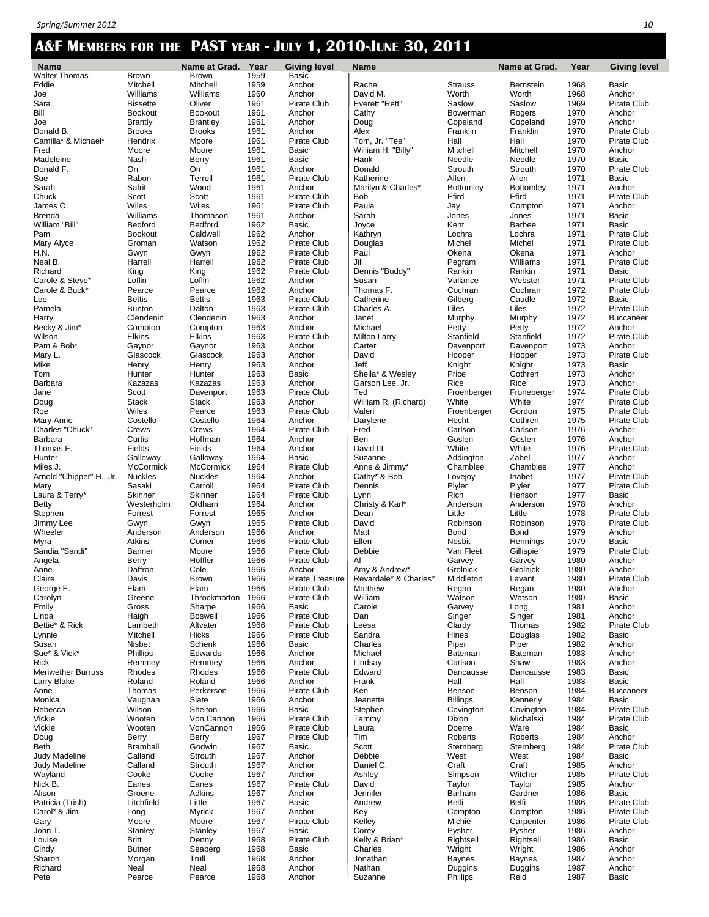# A&F Members for the PAST year - July 1, 2010-June 30, 2011

| Name | | Name at Grad. | Year | Giving level |
|---|---|---|---|---|
| Walter Thomas | Brown | Brown | 1959 | Basic |
| Eddie | Mitchell | Mitchell | 1959 | Anchor |
| Joe | Williams | Williams | 1960 | Anchor |
| Sara | Bissette | Oliver | 1961 | Pirate Club |
| Bill | Bookout | Bookout | 1961 | Anchor |
| Joe | Brantly | Brantley | 1961 | Anchor |
| Donald B. | Brooks | Brooks | 1961 | Anchor |
| Camilla* & Michael* | Hendrix | Moore | 1961 | Pirate Club |
| Fred | Moore | Moore | 1961 | Basic |
| Madeleine | Nash | Berry | 1961 | Basic |
| Donald F. | Orr | Orr | 1961 | Anchor |
| Sue | Rabon | Terrell | 1961 | Pirate Club |
| Sarah | Safrit | Wood | 1961 | Anchor |
| Chuck | Scott | Scott | 1961 | Pirate Club |
| James O. | Wiles | Wiles | 1961 | Pirate Club |
| Brenda | Williams | Thomason | 1961 | Anchor |
| William "Bill" | Bedford | Bedford | 1962 | Basic |
| Pam | Bookout | Caldwell | 1962 | Anchor |
| Mary Alyce | Groman | Watson | 1962 | Pirate Club |
| H.N. | Gwyn | Gwyn | 1962 | Pirate Club |
| Neal B. | Harrell | Harrell | 1962 | Pirate Club |
| Richard | King | King | 1962 | Pirate Club |
| Carole & Steve* | Loflin | Loflin | 1962 | Anchor |
| Carole & Buck* | Pearce | Pearce | 1962 | Anchor |
| Lee | Bettis | Bettis | 1963 | Pirate Club |
| Pamela | Bunton | Dalton | 1963 | Pirate Club |
| Harry | Clendenin | Clendenin | 1963 | Anchor |
| Becky & Jim* | Compton | Compton | 1963 | Anchor |
| Wilson | Elkins | Elkins | 1963 | Pirate Club |
| Pam & Bob* | Gaynor | Gaynor | 1963 | Anchor |
| Mary L. | Glascock | Glascock | 1963 | Anchor |
| Mike | Henry | Henry | 1963 | Anchor |
| Tom | Hunter | Hunter | 1963 | Basic |
| Barbara | Kazazas | Kazazas | 1963 | Anchor |
| Jane | Scott | Davenport | 1963 | Pirate Club |
| Doug | Stack | Stack | 1963 | Anchor |
| Roe | Wiles | Pearce | 1963 | Pirate Club |
| Mary Anne | Costello | Costello | 1964 | Anchor |
| Charles "Chuck" | Crews | Crews | 1964 | Pirate Club |
| Barbara | Curtis | Hoffman | 1964 | Anchor |
| Thomas F. | Fields | Fields | 1964 | Anchor |
| Hunter | Galloway | Galloway | 1964 | Basic |
| Miles J. | McCormick | McCormick | 1964 | Pirate Club |
| Arnold "Chipper" H., Jr. | Nuckles | Nuckles | 1964 | Anchor |
| Mary | Sasaki | Carroll | 1964 | Pirate Club |
| Laura & Terry* | Skinner | Skinner | 1964 | Pirate Club |
| Betty | Westerholm | Oldham | 1964 | Anchor |
| Stephen | Forrest | Forrest | 1965 | Anchor |
| Jimmy Lee | Gwyn | Gwyn | 1965 | Pirate Club |
| Wheeler | Anderson | Anderson | 1966 | Anchor |
| Myra | Atkins | Comer | 1966 | Pirate Club |
| Sandia "Sandi" | Banner | Moore | 1966 | Pirate Club |
| Angela | Berry | Hoffler | 1966 | Pirate Club |
| Anne | Daffron | Cole | 1966 | Anchor |
| Claire | Davis | Brown | 1966 | Pirate Treasure |
| George E. | Elam | Elam | 1966 | Pirate Club |
| Carolyn | Greene | Throckmorton | 1966 | Pirate Club |
| Emily | Gross | Sharpe | 1966 | Basic |
| Linda | Haigh | Boswell | 1966 | Pirate Club |
| Bettie* & Rick | Lambeth | Altvater | 1966 | Pirate Club |
| Lynnie | Mitchell | Hicks | 1966 | Pirate Club |
| Susan | Nisbet | Schenk | 1966 | Basic |
| Sue* & Vick* | Phillips | Edwards | 1966 | Anchor |
| Rick | Remmey | Remmey | 1966 | Anchor |
| Meriwether Burruss | Rhodes | Rhodes | 1966 | Pirate Club |
| Larry Blake | Roland | Roland | 1966 | Anchor |
| Anne | Thomas | Perkerson | 1966 | Pirate Club |
| Monica | Vaughan | Slate | 1966 | Anchor |
| Rebecca | Wilson | Shelton | 1966 | Basic |
| Vickie | Wooten | Von Cannon | 1966 | Pirate Club |
| Vickie | Wooten | VonCannon | 1966 | Pirate Club |
| Doug | Berry | Berry | 1967 | Pirate Club |
| Beth | Bramhall | Godwin | 1967 | Basic |
| Judy Madeline | Calland | Strouth | 1967 | Anchor |
| Judy Madeline | Calland | Strouth | 1967 | Anchor |
| Wayland | Cooke | Cooke | 1967 | Anchor |
| Nick B. | Eanes | Eanes | 1967 | Pirate Club |
| Alison | Groene | Adkins | 1967 | Anchor |
| Patricia (Trish) | Litchfield | Little | 1967 | Basic |
| Carol* & Jim | Long | Myrick | 1967 | Anchor |
| Gary | Moore | Moore | 1967 | Pirate Club |
| John T. | Stanley | Stanley | 1967 | Basic |
| Louise | Britt | Denny | 1968 | Pirate Club |
| Cindy | Butner | Seaberg | 1968 | Basic |
| Sharon | Morgan | Trull | 1968 | Anchor |
| Richard | Neal | Neal | 1968 | Anchor |
| Pete | Pearce | Pearce | 1968 | Anchor |
| Rachel | Strauss | Bernstein | 1968 | Basic |
| David M. | Worth | Worth | 1968 | Anchor |
| Everett "Rett" | Saslow | Saslow | 1969 | Pirate Club |
| Cathy | Bowerman | Rogers | 1970 | Anchor |
| Doug | Copeland | Copeland | 1970 | Anchor |
| Alex | Franklin | Franklin | 1970 | Pirate Club |
| Tom, Jr. "Tee" | Hall | Hall | 1970 | Pirate Club |
| William H. "Billy" | Mitchell | Mitchell | 1970 | Anchor |
| Hank | Needle | Needle | 1970 | Basic |
| Donald | Strouth | Strouth | 1970 | Pirate Club |
| Katherine | Allen | Allen | 1971 | Basic |
| Marilyn & Charles* | Bottomley | Bottomley | 1971 | Anchor |
| Bob | Efird | Efird | 1971 | Pirate Club |
| Paula | Jay | Compton | 1971 | Anchor |
| Sarah | Jones | Jones | 1971 | Basic |
| Joyce | Kent | Barbee | 1971 | Basic |
| Kathryn | Lochra | Lochra | 1971 | Pirate Club |
| Douglas | Michel | Michel | 1971 | Pirate Club |
| Paul | Okena | Okena | 1971 | Anchor |
| Jill | Pegram | Williams | 1971 | Pirate Club |
| Dennis "Buddy" | Rankin | Rankin | 1971 | Basic |
| Susan | Vallance | Webster | 1971 | Pirate Club |
| Thomas F. | Cochran | Cochran | 1972 | Pirate Club |
| Catherine | Gilberg | Caudle | 1972 | Basic |
| Charles A. | Liles | Liles | 1972 | Pirate Club |
| Janet | Murphy | Murphy | 1972 | Buccaneer |
| Michael | Petty | Petty | 1972 | Anchor |
| Milton Larry | Stanfield | Stanfield | 1972 | Pirate Club |
| Carter | Davenport | Davenport | 1973 | Anchor |
| David | Hooper | Hooper | 1973 | Pirate Club |
| Jeff | Knight | Knight | 1973 | Basic |
| Sheila* & Wesley | Price | Cothren | 1973 | Anchor |
| Garson Lee, Jr. | Rice | Rice | 1973 | Anchor |
| Ted | Froenberger | Froneberger | 1974 | Pirate Club |
| William R. (Richard) | White | White | 1974 | Pirate Club |
| Valeri | Froenberger | Gordon | 1975 | Pirate Club |
| Darylene | Hecht | Cothren | 1975 | Pirate Club |
| Fred | Carlson | Carlson | 1976 | Anchor |
| Ben | Goslen | Goslen | 1976 | Anchor |
| David III | White | White | 1976 | Pirate Club |
| Suzanne | Addington | Zabel | 1977 | Anchor |
| Anne & Jimmy* | Chamblee | Chamblee | 1977 | Anchor |
| Cathy* & Bob | Lovejoy | Inabet | 1977 | Pirate Club |
| Dennis | Plyler | Plyler | 1977 | Pirate Club |
| Lynn | Rich | Henson | 1977 | Basic |
| Christy & Karl* | Anderson | Anderson | 1978 | Anchor |
| Dean | Little | Little | 1978 | Pirate Club |
| David | Robinson | Robinson | 1978 | Pirate Club |
| Matt | Bond | Bond | 1979 | Anchor |
| Ellen | Nesbit | Hennings | 1979 | Basic |
| Debbie | Van Fleet | Gillispie | 1979 | Pirate Club |
| Al | Garvey | Garvey | 1980 | Anchor |
| Amy & Andrew* | Grolnick | Grolnick | 1980 | Anchor |
| Revardale* & Charles* | Middleton | Lavant | 1980 | Pirate Club |
| Matthew | Regan | Regan | 1980 | Anchor |
| William | Watson | Watson | 1980 | Basic |
| Carole | Garvey | Long | 1981 | Anchor |
| Dan | Singer | Singer | 1981 | Anchor |
| Leesa | Clardy | Thomas | 1982 | Pirate Club |
| Sandra | Hines | Douglas | 1982 | Basic |
| Charles | Piper | Piper | 1982 | Anchor |
| Michael | Bateman | Bateman | 1983 | Anchor |
| Lindsay | Carlson | Shaw | 1983 | Anchor |
| Edward | Dancausse | Dancausse | 1983 | Basic |
| Frank | Hall | Hall | 1983 | Basic |
| Ken | Benson | Benson | 1984 | Buccaneer |
| Jeanette | Billings | Kennerly | 1984 | Basic |
| Stephen | Covington | Covington | 1984 | Pirate Club |
| Tammy | Dixon | Michalski | 1984 | Pirate Club |
| Laura | Doerre | Ware | 1984 | Basic |
| Tim | Roberts | Roberts | 1984 | Anchor |
| Scott | Sternberg | Sternberg | 1984 | Pirate Club |
| Debbie | West | West | 1984 | Basic |
| Daniel C. | Craft | Craft | 1985 | Anchor |
| Ashley | Simpson | Witcher | 1985 | Pirate Club |
| David | Taylor | Taylor | 1985 | Anchor |
| Jennifer | Barham | Gardner | 1986 | Basic |
| Andrew | Belfi | Belfi | 1986 | Pirate Club |
| Key | Compton | Compton | 1986 | Pirate Club |
| Kelley | Michie | Carpenter | 1986 | Pirate Club |
| Corey | Pysher | Pysher | 1986 | Anchor |
| Kelly & Brian* | Rightsell | Rightsell | 1986 | Basic |
| Charles | Wright | Wright | 1986 | Anchor |
| Jonathan | Baynes | Baynes | 1987 | Anchor |
| Nathan | Duggins | Duggins | 1987 | Anchor |
| Suzanne | Phillips | Reid | 1987 | Basic |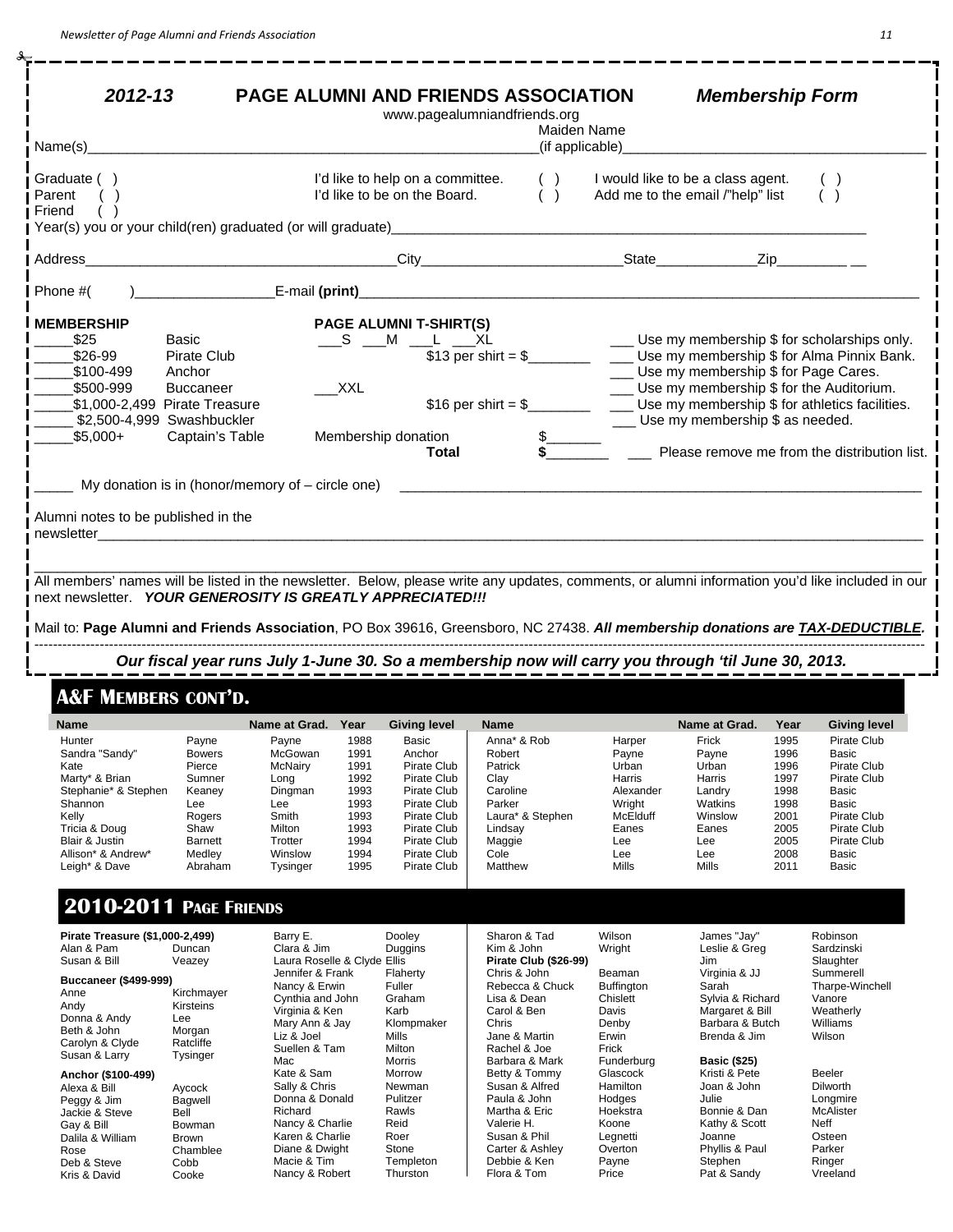**2012-13** **PAGE ALUMNI AND FRIENDS ASSOCIATION** ***Membership Form***

www.pagealumniandfriends.org

Name(s)\_\_\_\_\_\_\_\_\_\_\_\_\_\_\_\_\_\_\_\_\_\_\_\_\_\_\_\_\_\_\_\_\_\_\_\_\_\_\_\_\_\_\_\_ Maiden Name (if applicable)\_\_\_\_\_\_\_\_\_\_\_\_\_\_\_\_\_\_\_\_\_\_\_\_\_\_\_\_\_\_\_\_

Graduate ( )
Parent ( )
Friend ( )

I'd like to help on a committee. ( )
I'd like to be on the Board. ( )
I would like to be a class agent. ( )
Add me to the email /"help" list ( )

Year(s) you or your child(ren) graduated (or will graduate)\_\_\_\_\_\_\_\_\_\_\_\_\_\_\_\_\_\_\_\_\_\_\_\_\_\_\_\_\_\_\_\_\_\_\_\_\_\_\_\_\_\_\_\_\_\_\_\_

Address\_\_\_\_\_\_\_\_\_\_\_\_\_\_\_\_\_\_\_\_\_\_\_\_\_\_\_\_\_\_City\_\_\_\_\_\_\_\_\_\_\_\_\_\_\_\_\_\_\_\_State\_\_\_\_\_\_\_\_\_\_Zip\_\_\_\_\_\_\_\_ \_\_

Phone #( )\_\_\_\_\_\_\_\_\_\_\_\_\_\_E-mail **(print)**\_\_\_\_\_\_\_\_\_\_\_\_\_\_\_\_\_\_\_\_\_\_\_\_\_\_\_\_\_\_\_\_\_\_\_\_\_\_\_\_\_\_\_\_\_\_\_\_\_\_\_\_

**MEMBERSHIP**

\_\_\_\_\_$25 Basic
\_\_\_\_\_$26-99 Pirate Club
\_\_\_\_\_$100-499 Anchor
\_\_\_\_\_$500-999 Buccaneer
\_\_\_\_\_$1,000-2,499 Pirate Treasure
\_\_\_\_\_ $2,500-4,999 Swashbuckler
\_\_\_\_\_$5,000+ Captain's Table

**PAGE ALUMNI T-SHIRT(S)**

\_\_\_S \_\_\_M \_\_\_L \_\_\_XL
$13 per shirt = $\_\_\_\_\_\_\_\_

\_\_\_XXL
$16 per shirt = $\_\_\_\_\_\_\_\_

Membership donation $\_\_\_\_\_\_\_
**Total** **$**\_\_\_\_\_\_\_\_

\_\_\_ Use my membership $ for scholarships only.
\_\_\_ Use my membership $ for Alma Pinnix Bank.
\_\_\_ Use my membership $ for Page Cares.
\_\_\_ Use my membership $ for the Auditorium.
\_\_\_ Use my membership $ for athletics facilities.
\_\_\_ Use my membership $ as needed.
\_\_\_ Please remove me from the distribution list.

\_\_\_\_\_ My donation is in (honor/memory of – circle one) \_\_\_\_\_\_\_\_\_\_\_\_\_\_\_\_\_\_\_\_\_\_\_\_\_\_\_\_\_\_\_\_\_\_\_\_\_\_\_\_

Alumni notes to be published in the newsletter\_\_\_\_\_\_\_\_\_\_\_\_\_\_\_\_\_\_\_\_\_\_\_\_\_\_\_\_\_\_\_\_\_\_\_\_\_\_\_\_\_\_\_\_\_\_\_\_\_\_\_\_\_\_\_\_\_\_\_\_

\_\_\_\_\_\_\_\_\_\_\_\_\_\_\_\_\_\_\_\_\_\_\_\_\_\_\_\_\_\_\_\_\_\_\_\_\_\_\_\_\_\_\_\_\_\_\_\_\_\_\_\_\_\_\_\_\_\_\_\_\_\_\_\_\_\_\_\_\_\_\_\_\_\_\_\_\_\_\_\_\_\_\_\_\_\_

All members' names will be listed in the newsletter. Below, please write any updates, comments, or alumni information you'd like included in our next newsletter. ***YOUR GENEROSITY IS GREATLY APPRECIATED!!!***

Mail to: **Page Alumni and Friends Association**, PO Box 39616, Greensboro, NC 27438. ***All membership donations are TAX-DEDUCTIBLE.***

***Our fiscal year runs July 1-June 30. So a membership now will carry you through 'til June 30, 2013.***

## A&F MEMBERS CONT'D.

| Name | | Name at Grad. | Year | Giving level |
|---|---|---|---|---|
| Hunter | Payne | Payne | 1988 | Basic |
| Sandra "Sandy" | Bowers | McGowan | 1991 | Anchor |
| Kate | Pierce | McNairy | 1991 | Pirate Club |
| Marty* & Brian | Sumner | Long | 1992 | Pirate Club |
| Stephanie* & Stephen | Keaney | Dingman | 1993 | Pirate Club |
| Shannon | Lee | Lee | 1993 | Pirate Club |
| Kelly | Rogers | Smith | 1993 | Pirate Club |
| Tricia & Doug | Shaw | Milton | 1993 | Pirate Club |
| Blair & Justin | Barnett | Trotter | 1994 | Pirate Club |
| Allison* & Andrew* | Medley | Winslow | 1994 | Pirate Club |
| Leigh* & Dave | Abraham | Tysinger | 1995 | Pirate Club |
| Anna* & Rob | Harper | Frick | 1995 | Pirate Club |
| Robert | Payne | Payne | 1996 | Basic |
| Patrick | Urban | Urban | 1996 | Pirate Club |
| Clay | Harris | Harris | 1997 | Pirate Club |
| Caroline | Alexander | Landry | 1998 | Basic |
| Parker | Wright | Watkins | 1998 | Basic |
| Laura* & Stephen | McElduff | Winslow | 2001 | Pirate Club |
| Lindsay | Eanes | Eanes | 2005 | Pirate Club |
| Maggie | Lee | Lee | 2005 | Pirate Club |
| Cole | Lee | Lee | 2008 | Basic |
| Matthew | Mills | Mills | 2011 | Basic |

## 2010-2011 PAGE FRIENDS

**Pirate Treasure ($1,000-2,499)**
Alan & Pam Duncan
Susan & Bill Veazey

**Buccaneer ($499-999)**
Anne Kirchmayer
Andy Kirsteins
Donna & Andy Lee
Beth & John Morgan
Carolyn & Clyde Ratcliffe
Susan & Larry Tysinger

**Anchor ($100-499)**
Alexa & Bill Aycock
Peggy & Jim Bagwell
Jackie & Steve Bell
Gay & Bill Bowman
Dalila & William Brown
Rose Chamblee
Deb & Steve Cobb
Kris & David Cooke
Barry E. Dooley
Clara & Jim Duggins
Laura Roselle & Clyde Ellis
Jennifer & Frank Flaherty
Nancy & Erwin Fuller
Cynthia and John Graham
Virginia & Ken Karb
Mary Ann & Jay Klompmaker
Liz & Joel Mills
Suellen & Tam Milton
Mac Morris
Kate & Sam Morrow
Sally & Chris Newman
Donna & Donald Pulitzer
Richard Rawls
Nancy & Charlie Reid
Karen & Charlie Roer
Diane & Dwight Stone
Macie & Tim Templeton
Nancy & Robert Thurston
Sharon & Tad Wilson
Kim & John Wright

**Pirate Club ($26-99)**
Chris & John Beaman
Rebecca & Chuck Buffington
Lisa & Dean Chislett
Carol & Ben Davis
Chris Denby
Jane & Martin Erwin
Rachel & Joe Frick
Barbara & Mark Funderburg
Betty & Tommy Glascock
Susan & Alfred Hamilton
Paula & John Hodges
Martha & Eric Hoekstra
Valerie H. Koone
Susan & Phil Legnetti
Carter & Ashley Overton
Debbie & Ken Payne
Flora & Tom Price
James "Jay" Robinson
Leslie & Greg Sardzinski
Jim Slaughter
Virginia & JJ Summerell
Sarah Tharpe-Winchell
Sylvia & Richard Vanore
Margaret & Bill Weatherly
Barbara & Butch Williams
Brenda & Jim Wilson

**Basic ($25)**
Kristi & Pete Beeler
Joan & John Dilworth
Julie Longmire
Bonnie & Dan McAlister
Kathy & Scott Neff
Joanne Osteen
Phyllis & Paul Parker
Stephen Ringer
Pat & Sandy Vreeland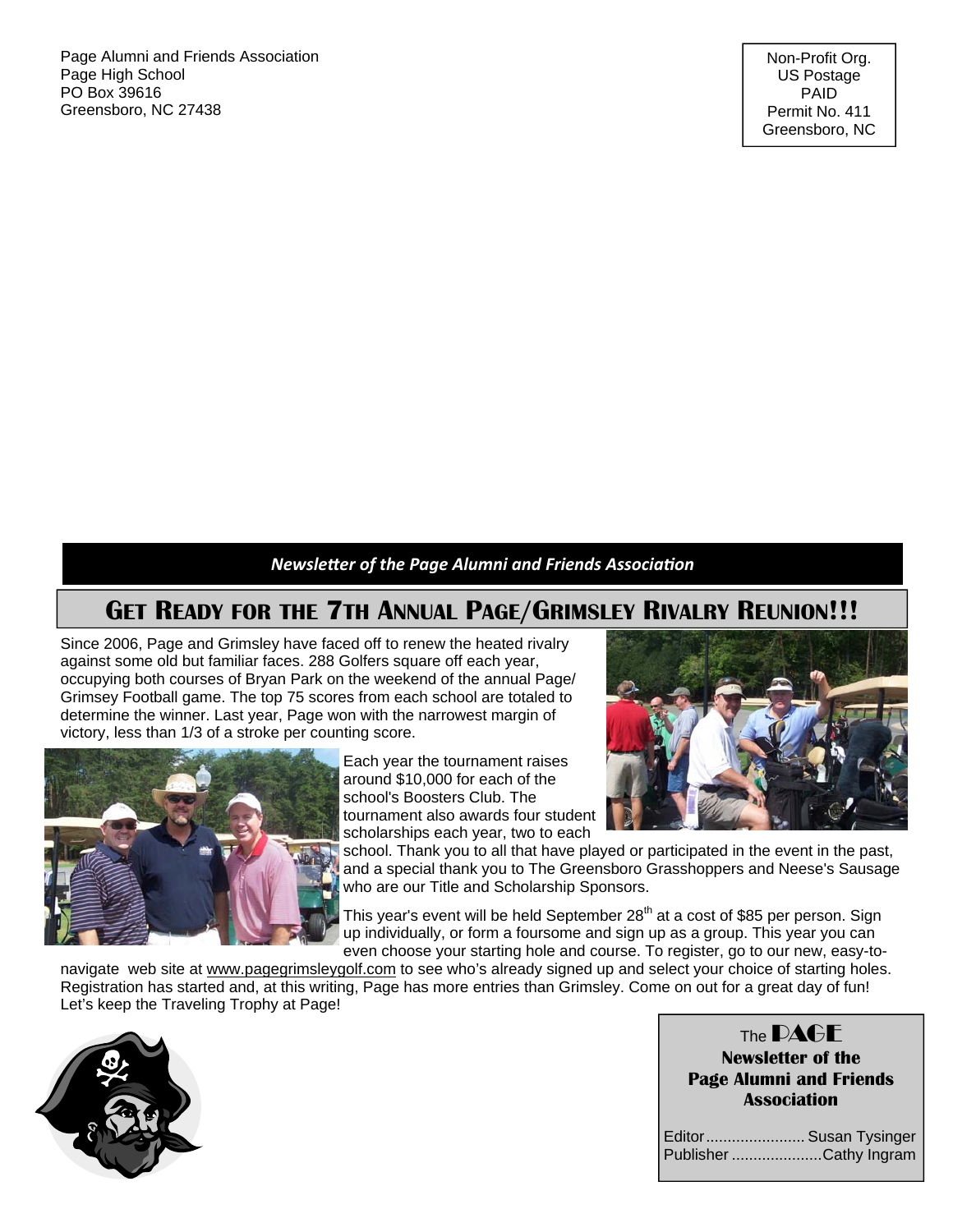Page Alumni and Friends Association
Page High School
PO Box 39616
Greensboro, NC 27438

Non-Profit Org.
US Postage
PAID
Permit No. 411
Greensboro, NC

***Newsletter of the Page Alumni and Friends Association***

## GET READY FOR THE 7TH ANNUAL PAGE/GRIMSLEY RIVALRY REUNION!!!

Since 2006, Page and Grimsley have faced off to renew the heated rivalry against some old but familiar faces. 288 Golfers square off each year, occupying both courses of Bryan Park on the weekend of the annual Page/Grimsey Football game. The top 75 scores from each school are totaled to determine the winner. Last year, Page won with the narrowest margin of victory, less than 1/3 of a stroke per counting score.

Each year the tournament raises around $10,000 for each of the school's Boosters Club. The tournament also awards four student scholarships each year, two to each school. Thank you to all that have played or participated in the event in the past, and a special thank you to The Greensboro Grasshoppers and Neese's Sausage who are our Title and Scholarship Sponsors.

This year's event will be held September 28th at a cost of $85 per person. Sign up individually, or form a foursome and sign up as a group. This year you can even choose your starting hole and course. To register, go to our new, easy-to-navigate web site at www.pagegrimsleygolf.com to see who's already signed up and select your choice of starting holes. Registration has started and, at this writing, Page has more entries than Grimsley. Come on out for a great day of fun! Let's keep the Traveling Trophy at Page!

The **PAGE**
**Newsletter of the Page Alumni and Friends Association**

Editor ....................... Susan Tysinger
Publisher ..................... Cathy Ingram